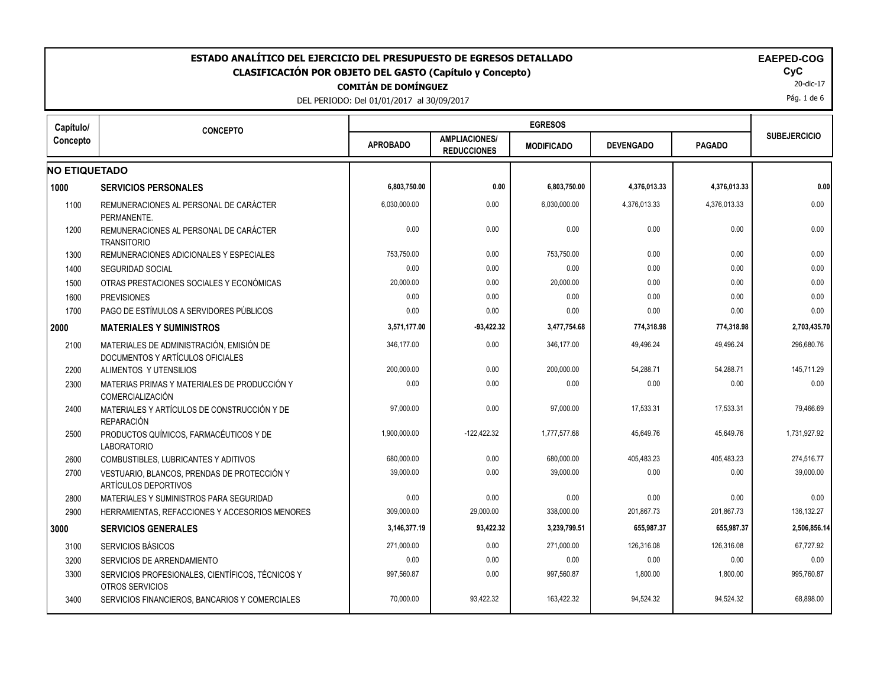# ESTADO ANALÍTICO DEL EJERCICIO DEL PRESUPUESTO DE EGRESOS DETALLADO

## CLASIFICACIÓN POR OBJETO DEL GASTO (Capítulo y Concepto)

**COMITÁN DE DOMÍNGUEZ**

DEL PERIODO: Del 01/01/2017 al 30/09/2017

**EAPED-COG**
**CyC**
20-dic-17

| Capítulo/ Concepto | CONCEPTO | EGRESOS | | | | | SUBEJERCICIO |
|---|---|---|---|---|---|---|---|
| | | APROBADO | AMPLIACIONES/ REDUCCIONES | MODIFICADO | DEVENGADO | PAGADO | |
| **NO ETIQUETADO** | | | | | | | |
| **1000** | **SERVICIOS PERSONALES** | **6,803,750.00** | **0.00** | **6,803,750.00** | **4,376,013.33** | **4,376,013.33** | **0.00** |
| 1100 | REMUNERACIONES AL PERSONAL DE CARÁCTER PERMANENTE. | 6,030,000.00 | 0.00 | 6,030,000.00 | 4,376,013.33 | 4,376,013.33 | 0.00 |
| 1200 | REMUNERACIONES AL PERSONAL DE CARÁCTER TRANSITORIO | 0.00 | 0.00 | 0.00 | 0.00 | 0.00 | 0.00 |
| 1300 | REMUNERACIONES ADICIONALES Y ESPECIALES | 753,750.00 | 0.00 | 753,750.00 | 0.00 | 0.00 | 0.00 |
| 1400 | SEGURIDAD SOCIAL | 0.00 | 0.00 | 0.00 | 0.00 | 0.00 | 0.00 |
| 1500 | OTRAS PRESTACIONES SOCIALES Y ECONÓMICAS | 20,000.00 | 0.00 | 20,000.00 | 0.00 | 0.00 | 0.00 |
| 1600 | PREVISIONES | 0.00 | 0.00 | 0.00 | 0.00 | 0.00 | 0.00 |
| 1700 | PAGO DE ESTÍMULOS A SERVIDORES PÚBLICOS | 0.00 | 0.00 | 0.00 | 0.00 | 0.00 | 0.00 |
| **2000** | **MATERIALES Y SUMINISTROS** | **3,571,177.00** | **-93,422.32** | **3,477,754.68** | **774,318.98** | **774,318.98** | **2,703,435.70** |
| 2100 | MATERIALES DE ADMINISTRACIÓN, EMISIÓN DE DOCUMENTOS Y ARTÍCULOS OFICIALES | 346,177.00 | 0.00 | 346,177.00 | 49,496.24 | 49,496.24 | 296,680.76 |
| 2200 | ALIMENTOS Y UTENSILIOS | 200,000.00 | 0.00 | 200,000.00 | 54,288.71 | 54,288.71 | 145,711.29 |
| 2300 | MATERIAS PRIMAS Y MATERIALES DE PRODUCCIÓN Y COMERCIALIZACIÓN | 0.00 | 0.00 | 0.00 | 0.00 | 0.00 | 0.00 |
| 2400 | MATERIALES Y ARTÍCULOS DE CONSTRUCCIÓN Y DE REPARACIÓN | 97,000.00 | 0.00 | 97,000.00 | 17,533.31 | 17,533.31 | 79,466.69 |
| 2500 | PRODUCTOS QUÍMICOS, FARMACÉUTICOS Y DE LABORATORIO | 1,900,000.00 | -122,422.32 | 1,777,577.68 | 45,649.76 | 45,649.76 | 1,731,927.92 |
| 2600 | COMBUSTIBLES, LUBRICANTES Y ADITIVOS | 680,000.00 | 0.00 | 680,000.00 | 405,483.23 | 405,483.23 | 274,516.77 |
| 2700 | VESTUARIO, BLANCOS, PRENDAS DE PROTECCIÓN Y ARTÍCULOS DEPORTIVOS | 39,000.00 | 0.00 | 39,000.00 | 0.00 | 0.00 | 39,000.00 |
| 2800 | MATERIALES Y SUMINISTROS PARA SEGURIDAD | 0.00 | 0.00 | 0.00 | 0.00 | 0.00 | 0.00 |
| 2900 | HERRAMIENTAS, REFACCIONES Y ACCESORIOS MENORES | 309,000.00 | 29,000.00 | 338,000.00 | 201,867.73 | 201,867.73 | 136,132.27 |
| **3000** | **SERVICIOS GENERALES** | **3,146,377.19** | **93,422.32** | **3,239,799.51** | **655,987.37** | **655,987.37** | **2,506,856.14** |
| 3100 | SERVICIOS BÁSICOS | 271,000.00 | 0.00 | 271,000.00 | 126,316.08 | 126,316.08 | 67,727.92 |
| 3200 | SERVICIOS DE ARRENDAMIENTO | 0.00 | 0.00 | 0.00 | 0.00 | 0.00 | 0.00 |
| 3300 | SERVICIOS PROFESIONALES, CIENTÍFICOS, TÉCNICOS Y OTROS SERVICIOS | 997,560.87 | 0.00 | 997,560.87 | 1,800.00 | 1,800.00 | 995,760.87 |
| 3400 | SERVICIOS FINANCIEROS, BANCARIOS Y COMERCIALES | 70,000.00 | 93,422.32 | 163,422.32 | 94,524.32 | 94,524.32 | 68,898.00 |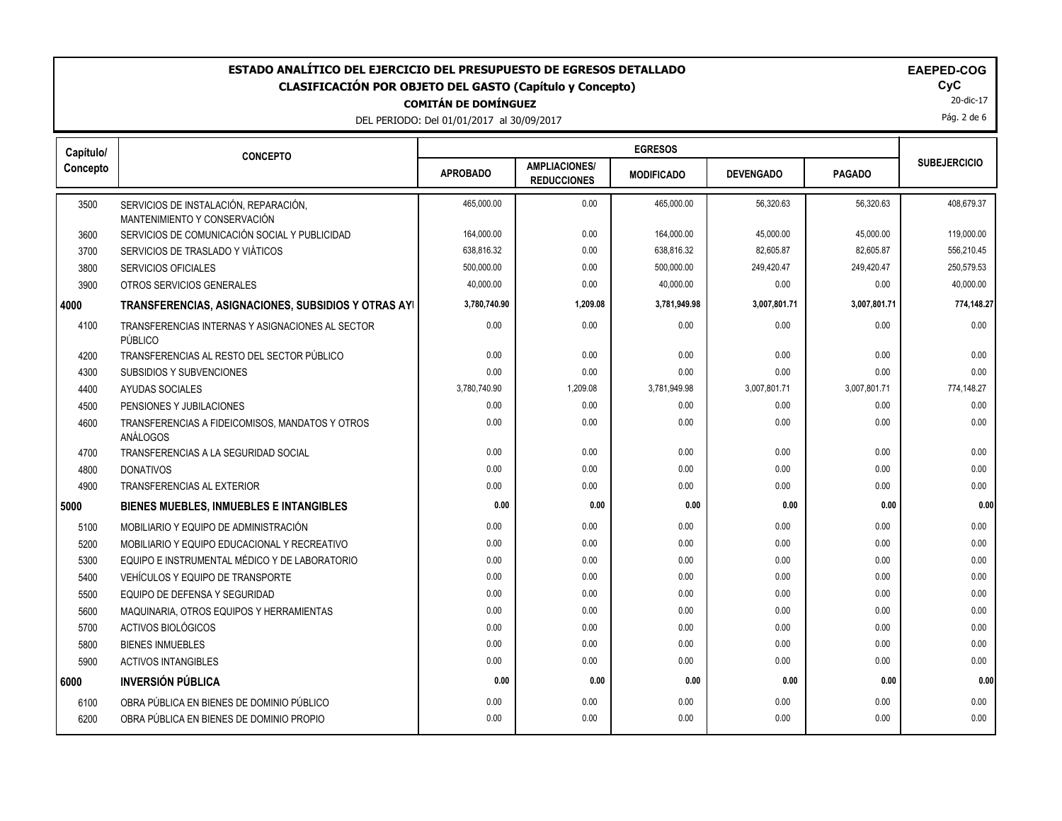# ESTADO ANALÍTICO DEL EJERCICIO DEL PRESUPUESTO DE EGRESOS DETALLADO

## CLASIFICACIÓN POR OBJETO DEL GASTO (Capítulo y Concepto)

**COMITÁN DE DOMÍNGUEZ**

DEL PERIODO: Del 01/01/2017 al 30/09/2017

**EAPED-COG**
**CyC**
20-dic-17

| Capítulo/ Concepto | CONCEPTO | EGRESOS | | | | | SUBEJERCICIO |
|---|---|---|---|---|---|---|---|
| | | APROBADO | AMPLIACIONES/ REDUCCIONES | MODIFICADO | DEVENGADO | PAGADO | |
| 3500 | SERVICIOS DE INSTALACIÓN, REPARACIÓN, MANTENIMIENTO Y CONSERVACIÓN | 465,000.00 | 0.00 | 465,000.00 | 56,320.63 | 56,320.63 | 408,679.37 |
| 3600 | SERVICIOS DE COMUNICACIÓN SOCIAL Y PUBLICIDAD | 164,000.00 | 0.00 | 164,000.00 | 45,000.00 | 45,000.00 | 119,000.00 |
| 3700 | SERVICIOS DE TRASLADO Y VIÁTICOS | 638,816.32 | 0.00 | 638,816.32 | 82,605.87 | 82,605.87 | 556,210.45 |
| 3800 | SERVICIOS OFICIALES | 500,000.00 | 0.00 | 500,000.00 | 249,420.47 | 249,420.47 | 250,579.53 |
| 3900 | OTROS SERVICIOS GENERALES | 40,000.00 | 0.00 | 40,000.00 | 0.00 | 0.00 | 40,000.00 |
| **4000** | **TRANSFERENCIAS, ASIGNACIONES, SUBSIDIOS Y OTRAS AYI** | **3,780,740.90** | **1,209.08** | **3,781,949.98** | **3,007,801.71** | **3,007,801.71** | **774,148.27** |
| 4100 | TRANSFERENCIAS INTERNAS Y ASIGNACIONES AL SECTOR PÚBLICO | 0.00 | 0.00 | 0.00 | 0.00 | 0.00 | 0.00 |
| 4200 | TRANSFERENCIAS AL RESTO DEL SECTOR PÚBLICO | 0.00 | 0.00 | 0.00 | 0.00 | 0.00 | 0.00 |
| 4300 | SUBSIDIOS Y SUBVENCIONES | 0.00 | 0.00 | 0.00 | 0.00 | 0.00 | 0.00 |
| 4400 | AYUDAS SOCIALES | 3,780,740.90 | 1,209.08 | 3,781,949.98 | 3,007,801.71 | 3,007,801.71 | 774,148.27 |
| 4500 | PENSIONES Y JUBILACIONES | 0.00 | 0.00 | 0.00 | 0.00 | 0.00 | 0.00 |
| 4600 | TRANSFERENCIAS A FIDEICOMISOS, MANDATOS Y OTROS ANÁLOGOS | 0.00 | 0.00 | 0.00 | 0.00 | 0.00 | 0.00 |
| 4700 | TRANSFERENCIAS A LA SEGURIDAD SOCIAL | 0.00 | 0.00 | 0.00 | 0.00 | 0.00 | 0.00 |
| 4800 | DONATIVOS | 0.00 | 0.00 | 0.00 | 0.00 | 0.00 | 0.00 |
| 4900 | TRANSFERENCIAS AL EXTERIOR | 0.00 | 0.00 | 0.00 | 0.00 | 0.00 | 0.00 |
| **5000** | **BIENES MUEBLES, INMUEBLES E INTANGIBLES** | **0.00** | **0.00** | **0.00** | **0.00** | **0.00** | **0.00** |
| 5100 | MOBILIARIO Y EQUIPO DE ADMINISTRACIÓN | 0.00 | 0.00 | 0.00 | 0.00 | 0.00 | 0.00 |
| 5200 | MOBILIARIO Y EQUIPO EDUCACIONAL Y RECREATIVO | 0.00 | 0.00 | 0.00 | 0.00 | 0.00 | 0.00 |
| 5300 | EQUIPO E INSTRUMENTAL MÉDICO Y DE LABORATORIO | 0.00 | 0.00 | 0.00 | 0.00 | 0.00 | 0.00 |
| 5400 | VEHÍCULOS Y EQUIPO DE TRANSPORTE | 0.00 | 0.00 | 0.00 | 0.00 | 0.00 | 0.00 |
| 5500 | EQUIPO DE DEFENSA Y SEGURIDAD | 0.00 | 0.00 | 0.00 | 0.00 | 0.00 | 0.00 |
| 5600 | MAQUINARIA, OTROS EQUIPOS Y HERRAMIENTAS | 0.00 | 0.00 | 0.00 | 0.00 | 0.00 | 0.00 |
| 5700 | ACTIVOS BIOLÓGICOS | 0.00 | 0.00 | 0.00 | 0.00 | 0.00 | 0.00 |
| 5800 | BIENES INMUEBLES | 0.00 | 0.00 | 0.00 | 0.00 | 0.00 | 0.00 |
| 5900 | ACTIVOS INTANGIBLES | 0.00 | 0.00 | 0.00 | 0.00 | 0.00 | 0.00 |
| **6000** | **INVERSIÓN PÚBLICA** | **0.00** | **0.00** | **0.00** | **0.00** | **0.00** | **0.00** |
| 6100 | OBRA PÚBLICA EN BIENES DE DOMINIO PÚBLICO | 0.00 | 0.00 | 0.00 | 0.00 | 0.00 | 0.00 |
| 6200 | OBRA PÚBLICA EN BIENES DE DOMINIO PROPIO | 0.00 | 0.00 | 0.00 | 0.00 | 0.00 | 0.00 |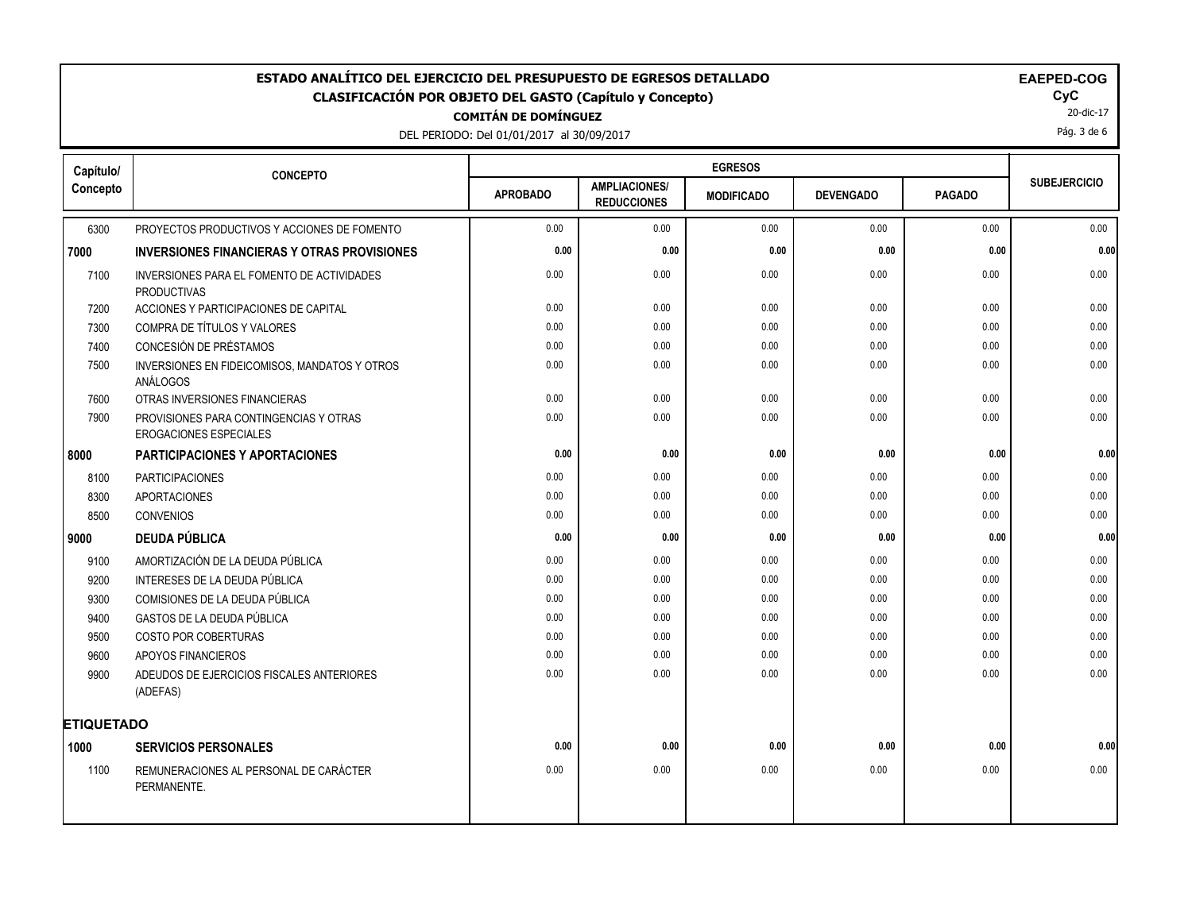# ESTADO ANALÍTICO DEL EJERCICIO DEL PRESUPUESTO DE EGRESOS DETALLADO

## CLASIFICACIÓN POR OBJETO DEL GASTO (Capítulo y Concepto)

**COMITÁN DE DOMÍNGUEZ**

DEL PERIODO: Del 01/01/2017 al 30/09/2017

**EAPED-COG**
**CyC**
20-dic-17

| Capítulo/ Concepto | CONCEPTO | EGRESOS | | | | | SUBEJERCICIO |
|---|---|---|---|---|---|---|---|
| | | APROBADO | AMPLIACIONES/ REDUCCIONES | MODIFICADO | DEVENGADO | PAGADO | |
| 6300 | PROYECTOS PRODUCTIVOS Y ACCIONES DE FOMENTO | 0.00 | 0.00 | 0.00 | 0.00 | 0.00 | 0.00 |
| **7000** | **INVERSIONES FINANCIERAS Y OTRAS PROVISIONES** | **0.00** | **0.00** | **0.00** | **0.00** | **0.00** | **0.00** |
| 7100 | INVERSIONES PARA EL FOMENTO DE ACTIVIDADES PRODUCTIVAS | 0.00 | 0.00 | 0.00 | 0.00 | 0.00 | 0.00 |
| 7200 | ACCIONES Y PARTICIPACIONES DE CAPITAL | 0.00 | 0.00 | 0.00 | 0.00 | 0.00 | 0.00 |
| 7300 | COMPRA DE TÍTULOS Y VALORES | 0.00 | 0.00 | 0.00 | 0.00 | 0.00 | 0.00 |
| 7400 | CONCESIÓN DE PRÉSTAMOS | 0.00 | 0.00 | 0.00 | 0.00 | 0.00 | 0.00 |
| 7500 | INVERSIONES EN FIDEICOMISOS, MANDATOS Y OTROS ANÁLOGOS | 0.00 | 0.00 | 0.00 | 0.00 | 0.00 | 0.00 |
| 7600 | OTRAS INVERSIONES FINANCIERAS | 0.00 | 0.00 | 0.00 | 0.00 | 0.00 | 0.00 |
| 7900 | PROVISIONES PARA CONTINGENCIAS Y OTRAS EROGACIONES ESPECIALES | 0.00 | 0.00 | 0.00 | 0.00 | 0.00 | 0.00 |
| **8000** | **PARTICIPACIONES Y APORTACIONES** | **0.00** | **0.00** | **0.00** | **0.00** | **0.00** | **0.00** |
| 8100 | PARTICIPACIONES | 0.00 | 0.00 | 0.00 | 0.00 | 0.00 | 0.00 |
| 8300 | APORTACIONES | 0.00 | 0.00 | 0.00 | 0.00 | 0.00 | 0.00 |
| 8500 | CONVENIOS | 0.00 | 0.00 | 0.00 | 0.00 | 0.00 | 0.00 |
| **9000** | **DEUDA PÚBLICA** | **0.00** | **0.00** | **0.00** | **0.00** | **0.00** | **0.00** |
| 9100 | AMORTIZACIÓN DE LA DEUDA PÚBLICA | 0.00 | 0.00 | 0.00 | 0.00 | 0.00 | 0.00 |
| 9200 | INTERESES DE LA DEUDA PÚBLICA | 0.00 | 0.00 | 0.00 | 0.00 | 0.00 | 0.00 |
| 9300 | COMISIONES DE LA DEUDA PÚBLICA | 0.00 | 0.00 | 0.00 | 0.00 | 0.00 | 0.00 |
| 9400 | GASTOS DE LA DEUDA PÚBLICA | 0.00 | 0.00 | 0.00 | 0.00 | 0.00 | 0.00 |
| 9500 | COSTO POR COBERTURAS | 0.00 | 0.00 | 0.00 | 0.00 | 0.00 | 0.00 |
| 9600 | APOYOS FINANCIEROS | 0.00 | 0.00 | 0.00 | 0.00 | 0.00 | 0.00 |
| 9900 | ADEUDOS DE EJERCICIOS FISCALES ANTERIORES (ADEFAS) | 0.00 | 0.00 | 0.00 | 0.00 | 0.00 | 0.00 |
| **ETIQUETADO** | | | | | | | |
| **1000** | **SERVICIOS PERSONALES** | **0.00** | **0.00** | **0.00** | **0.00** | **0.00** | **0.00** |
| 1100 | REMUNERACIONES AL PERSONAL DE CARÁCTER PERMANENTE. | 0.00 | 0.00 | 0.00 | 0.00 | 0.00 | 0.00 |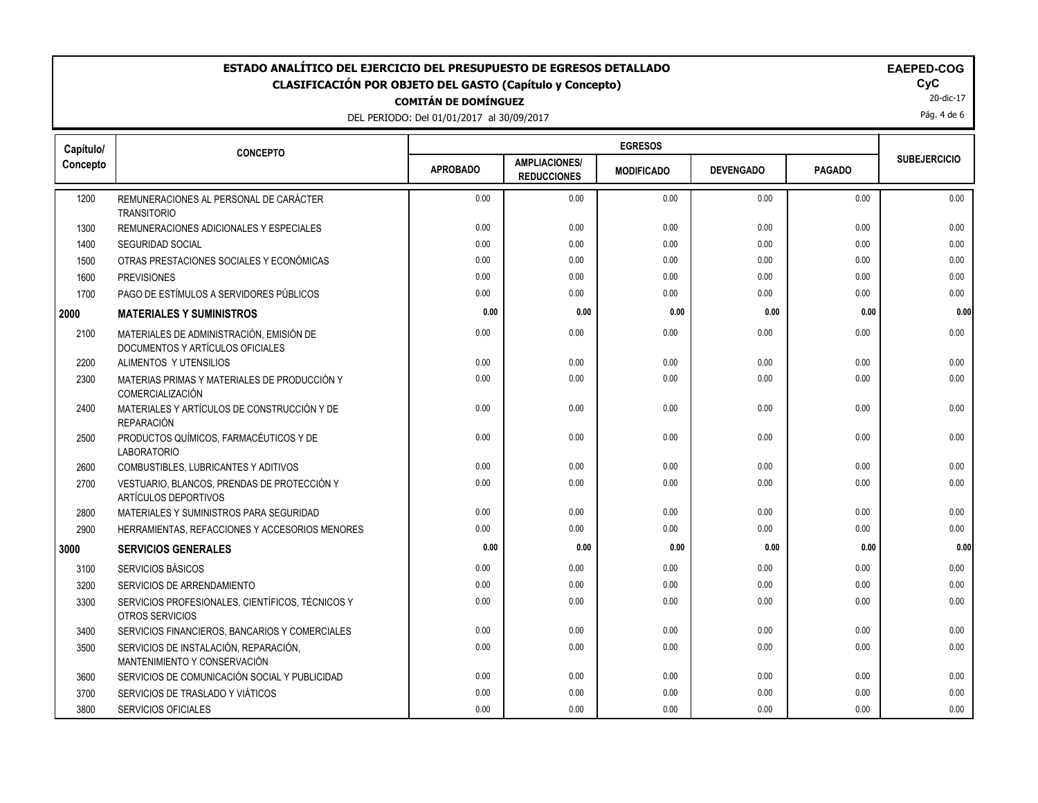# ESTADO ANALÍTICO DEL EJERCICIO DEL PRESUPUESTO DE EGRESOS DETALLADO

## CLASIFICACIÓN POR OBJETO DEL GASTO (Capítulo y Concepto)

**COMITÁN DE DOMÍNGUEZ**

DEL PERIODO: Del 01/01/2017 al 30/09/2017

**EAPED-COG**
**CyC**
20-dic-17

| Capítulo/ Concepto | CONCEPTO | EGRESOS | | | | | SUBEJERCICIO |
|---|---|---|---|---|---|---|---|
| | | APROBADO | AMPLIACIONES/ REDUCCIONES | MODIFICADO | DEVENGADO | PAGADO | |
| 1200 | REMUNERACIONES AL PERSONAL DE CARÁCTER TRANSITORIO | 0.00 | 0.00 | 0.00 | 0.00 | 0.00 | 0.00 |
| 1300 | REMUNERACIONES ADICIONALES Y ESPECIALES | 0.00 | 0.00 | 0.00 | 0.00 | 0.00 | 0.00 |
| 1400 | SEGURIDAD SOCIAL | 0.00 | 0.00 | 0.00 | 0.00 | 0.00 | 0.00 |
| 1500 | OTRAS PRESTACIONES SOCIALES Y ECONÓMICAS | 0.00 | 0.00 | 0.00 | 0.00 | 0.00 | 0.00 |
| 1600 | PREVISIONES | 0.00 | 0.00 | 0.00 | 0.00 | 0.00 | 0.00 |
| 1700 | PAGO DE ESTÍMULOS A SERVIDORES PÚBLICOS | 0.00 | 0.00 | 0.00 | 0.00 | 0.00 | 0.00 |
| **2000** | **MATERIALES Y SUMINISTROS** | **0.00** | **0.00** | **0.00** | **0.00** | **0.00** | **0.00** |
| 2100 | MATERIALES DE ADMINISTRACIÓN, EMISIÓN DE DOCUMENTOS Y ARTÍCULOS OFICIALES | 0.00 | 0.00 | 0.00 | 0.00 | 0.00 | 0.00 |
| 2200 | ALIMENTOS Y UTENSILIOS | 0.00 | 0.00 | 0.00 | 0.00 | 0.00 | 0.00 |
| 2300 | MATERIAS PRIMAS Y MATERIALES DE PRODUCCIÓN Y COMERCIALIZACIÓN | 0.00 | 0.00 | 0.00 | 0.00 | 0.00 | 0.00 |
| 2400 | MATERIALES Y ARTÍCULOS DE CONSTRUCCIÓN Y DE REPARACIÓN | 0.00 | 0.00 | 0.00 | 0.00 | 0.00 | 0.00 |
| 2500 | PRODUCTOS QUÍMICOS, FARMACÉUTICOS Y DE LABORATORIO | 0.00 | 0.00 | 0.00 | 0.00 | 0.00 | 0.00 |
| 2600 | COMBUSTIBLES, LUBRICANTES Y ADITIVOS | 0.00 | 0.00 | 0.00 | 0.00 | 0.00 | 0.00 |
| 2700 | VESTUARIO, BLANCOS, PRENDAS DE PROTECCIÓN Y ARTÍCULOS DEPORTIVOS | 0.00 | 0.00 | 0.00 | 0.00 | 0.00 | 0.00 |
| 2800 | MATERIALES Y SUMINISTROS PARA SEGURIDAD | 0.00 | 0.00 | 0.00 | 0.00 | 0.00 | 0.00 |
| 2900 | HERRAMIENTAS, REFACCIONES Y ACCESORIOS MENORES | 0.00 | 0.00 | 0.00 | 0.00 | 0.00 | 0.00 |
| **3000** | **SERVICIOS GENERALES** | **0.00** | **0.00** | **0.00** | **0.00** | **0.00** | **0.00** |
| 3100 | SERVICIOS BÁSICOS | 0.00 | 0.00 | 0.00 | 0.00 | 0.00 | 0.00 |
| 3200 | SERVICIOS DE ARRENDAMIENTO | 0.00 | 0.00 | 0.00 | 0.00 | 0.00 | 0.00 |
| 3300 | SERVICIOS PROFESIONALES, CIENTÍFICOS, TÉCNICOS Y OTROS SERVICIOS | 0.00 | 0.00 | 0.00 | 0.00 | 0.00 | 0.00 |
| 3400 | SERVICIOS FINANCIEROS, BANCARIOS Y COMERCIALES | 0.00 | 0.00 | 0.00 | 0.00 | 0.00 | 0.00 |
| 3500 | SERVICIOS DE INSTALACIÓN, REPARACIÓN, MANTENIMIENTO Y CONSERVACIÓN | 0.00 | 0.00 | 0.00 | 0.00 | 0.00 | 0.00 |
| 3600 | SERVICIOS DE COMUNICACIÓN SOCIAL Y PUBLICIDAD | 0.00 | 0.00 | 0.00 | 0.00 | 0.00 | 0.00 |
| 3700 | SERVICIOS DE TRASLADO Y VIÁTICOS | 0.00 | 0.00 | 0.00 | 0.00 | 0.00 | 0.00 |
| 3800 | SERVICIOS OFICIALES | 0.00 | 0.00 | 0.00 | 0.00 | 0.00 | 0.00 |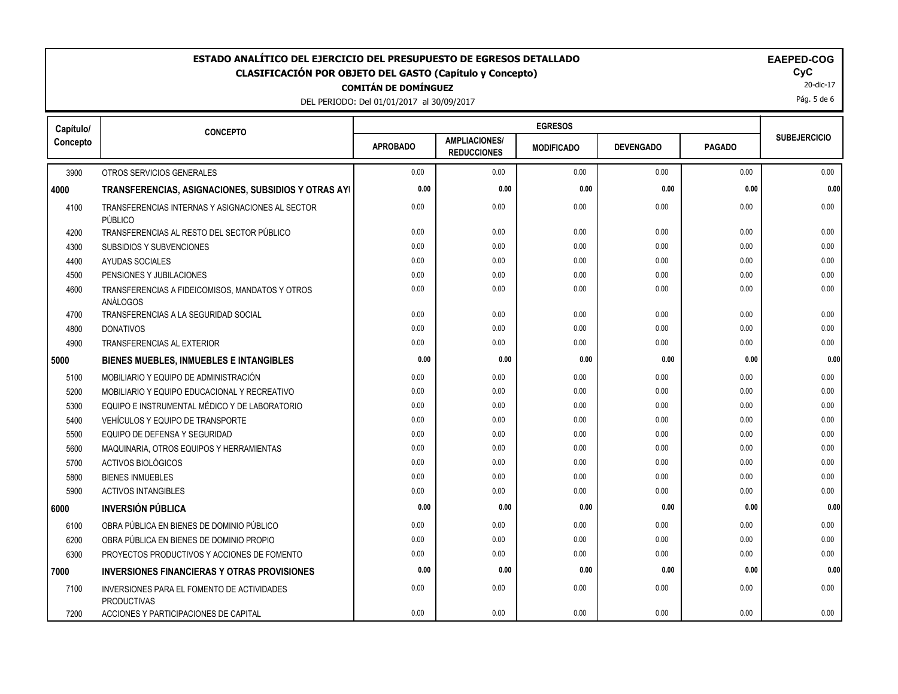# ESTADO ANALÍTICO DEL EJERCICIO DEL PRESUPUESTO DE EGRESOS DETALLADO

## CLASIFICACIÓN POR OBJETO DEL GASTO (Capítulo y Concepto)

**COMITÁN DE DOMÍNGUEZ**

DEL PERIODO: Del 01/01/2017 al 30/09/2017

**EAPED-COG**
**CyC**
20-dic-17

| Capítulo/ Concepto | CONCEPTO | EGRESOS | | | | | SUBEJERCICIO |
|---|---|---|---|---|---|---|---|
| | | APROBADO | AMPLIACIONES/ REDUCCIONES | MODIFICADO | DEVENGADO | PAGADO | |
| 3900 | OTROS SERVICIOS GENERALES | 0.00 | 0.00 | 0.00 | 0.00 | 0.00 | 0.00 |
| **4000** | **TRANSFERENCIAS, ASIGNACIONES, SUBSIDIOS Y OTRAS AYI** | **0.00** | **0.00** | **0.00** | **0.00** | **0.00** | **0.00** |
| 4100 | TRANSFERENCIAS INTERNAS Y ASIGNACIONES AL SECTOR PÚBLICO | 0.00 | 0.00 | 0.00 | 0.00 | 0.00 | 0.00 |
| 4200 | TRANSFERENCIAS AL RESTO DEL SECTOR PÚBLICO | 0.00 | 0.00 | 0.00 | 0.00 | 0.00 | 0.00 |
| 4300 | SUBSIDIOS Y SUBVENCIONES | 0.00 | 0.00 | 0.00 | 0.00 | 0.00 | 0.00 |
| 4400 | AYUDAS SOCIALES | 0.00 | 0.00 | 0.00 | 0.00 | 0.00 | 0.00 |
| 4500 | PENSIONES Y JUBILACIONES | 0.00 | 0.00 | 0.00 | 0.00 | 0.00 | 0.00 |
| 4600 | TRANSFERENCIAS A FIDEICOMISOS, MANDATOS Y OTROS ANÁLOGOS | 0.00 | 0.00 | 0.00 | 0.00 | 0.00 | 0.00 |
| 4700 | TRANSFERENCIAS A LA SEGURIDAD SOCIAL | 0.00 | 0.00 | 0.00 | 0.00 | 0.00 | 0.00 |
| 4800 | DONATIVOS | 0.00 | 0.00 | 0.00 | 0.00 | 0.00 | 0.00 |
| 4900 | TRANSFERENCIAS AL EXTERIOR | 0.00 | 0.00 | 0.00 | 0.00 | 0.00 | 0.00 |
| **5000** | **BIENES MUEBLES, INMUEBLES E INTANGIBLES** | **0.00** | **0.00** | **0.00** | **0.00** | **0.00** | **0.00** |
| 5100 | MOBILIARIO Y EQUIPO DE ADMINISTRACIÓN | 0.00 | 0.00 | 0.00 | 0.00 | 0.00 | 0.00 |
| 5200 | MOBILIARIO Y EQUIPO EDUCACIONAL Y RECREATIVO | 0.00 | 0.00 | 0.00 | 0.00 | 0.00 | 0.00 |
| 5300 | EQUIPO E INSTRUMENTAL MÉDICO Y DE LABORATORIO | 0.00 | 0.00 | 0.00 | 0.00 | 0.00 | 0.00 |
| 5400 | VEHÍCULOS Y EQUIPO DE TRANSPORTE | 0.00 | 0.00 | 0.00 | 0.00 | 0.00 | 0.00 |
| 5500 | EQUIPO DE DEFENSA Y SEGURIDAD | 0.00 | 0.00 | 0.00 | 0.00 | 0.00 | 0.00 |
| 5600 | MAQUINARIA, OTROS EQUIPOS Y HERRAMIENTAS | 0.00 | 0.00 | 0.00 | 0.00 | 0.00 | 0.00 |
| 5700 | ACTIVOS BIOLÓGICOS | 0.00 | 0.00 | 0.00 | 0.00 | 0.00 | 0.00 |
| 5800 | BIENES INMUEBLES | 0.00 | 0.00 | 0.00 | 0.00 | 0.00 | 0.00 |
| 5900 | ACTIVOS INTANGIBLES | 0.00 | 0.00 | 0.00 | 0.00 | 0.00 | 0.00 |
| **6000** | **INVERSIÓN PÚBLICA** | **0.00** | **0.00** | **0.00** | **0.00** | **0.00** | **0.00** |
| 6100 | OBRA PÚBLICA EN BIENES DE DOMINIO PÚBLICO | 0.00 | 0.00 | 0.00 | 0.00 | 0.00 | 0.00 |
| 6200 | OBRA PÚBLICA EN BIENES DE DOMINIO PROPIO | 0.00 | 0.00 | 0.00 | 0.00 | 0.00 | 0.00 |
| 6300 | PROYECTOS PRODUCTIVOS Y ACCIONES DE FOMENTO | 0.00 | 0.00 | 0.00 | 0.00 | 0.00 | 0.00 |
| **7000** | **INVERSIONES FINANCIERAS Y OTRAS PROVISIONES** | **0.00** | **0.00** | **0.00** | **0.00** | **0.00** | **0.00** |
| 7100 | INVERSIONES PARA EL FOMENTO DE ACTIVIDADES PRODUCTIVAS | 0.00 | 0.00 | 0.00 | 0.00 | 0.00 | 0.00 |
| 7200 | ACCIONES Y PARTICIPACIONES DE CAPITAL | 0.00 | 0.00 | 0.00 | 0.00 | 0.00 | 0.00 |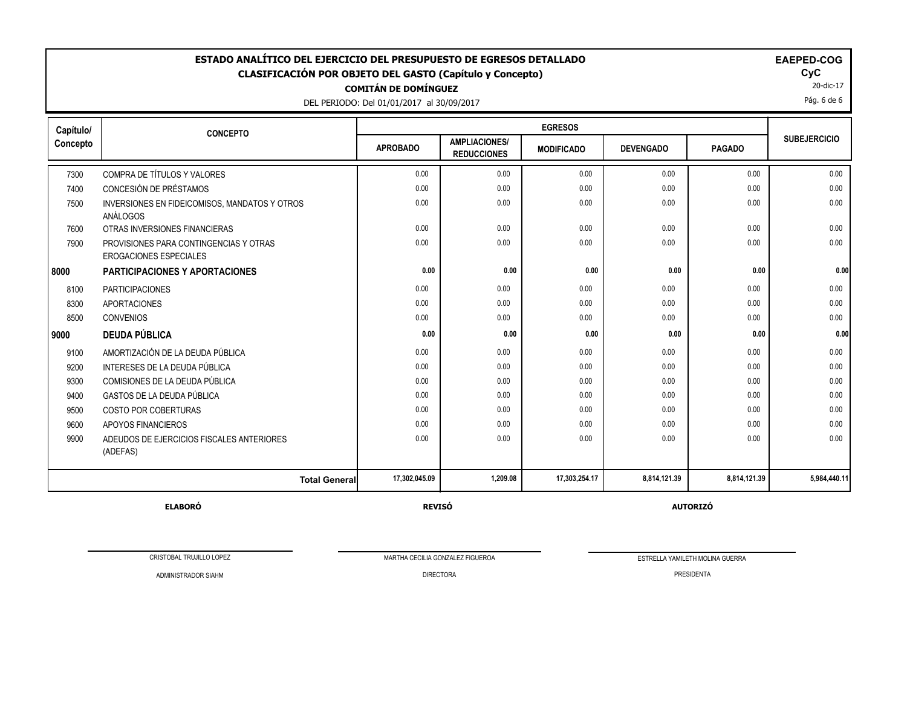# ESTADO ANALÍTICO DEL EJERCICIO DEL PRESUPUESTO DE EGRESOS DETALLADO

## CLASIFICACIÓN POR OBJETO DEL GASTO (Capítulo y Concepto)

**COMITÁN DE DOMÍNGUEZ**

DEL PERIODO: Del 01/01/2017 al 30/09/2017

**EAPED-COG**
**CyC**
20-dic-17

| Capítulo/ Concepto | CONCEPTO | EGRESOS | | | | | SUBEJERCICIO |
|---|---|---|---|---|---|---|---|
| | | APROBADO | AMPLIACIONES/ REDUCCIONES | MODIFICADO | DEVENGADO | PAGADO | |
| 7300 | COMPRA DE TÍTULOS Y VALORES | 0.00 | 0.00 | 0.00 | 0.00 | 0.00 | 0.00 |
| 7400 | CONCESIÓN DE PRÉSTAMOS | 0.00 | 0.00 | 0.00 | 0.00 | 0.00 | 0.00 |
| 7500 | INVERSIONES EN FIDEICOMISOS, MANDATOS Y OTROS ANÁLOGOS | 0.00 | 0.00 | 0.00 | 0.00 | 0.00 | 0.00 |
| 7600 | OTRAS INVERSIONES FINANCIERAS | 0.00 | 0.00 | 0.00 | 0.00 | 0.00 | 0.00 |
| 7900 | PROVISIONES PARA CONTINGENCIAS Y OTRAS EROGACIONES ESPECIALES | 0.00 | 0.00 | 0.00 | 0.00 | 0.00 | 0.00 |
| **8000** | **PARTICIPACIONES Y APORTACIONES** | **0.00** | **0.00** | **0.00** | **0.00** | **0.00** | **0.00** |
| 8100 | PARTICIPACIONES | 0.00 | 0.00 | 0.00 | 0.00 | 0.00 | 0.00 |
| 8300 | APORTACIONES | 0.00 | 0.00 | 0.00 | 0.00 | 0.00 | 0.00 |
| 8500 | CONVENIOS | 0.00 | 0.00 | 0.00 | 0.00 | 0.00 | 0.00 |
| **9000** | **DEUDA PÚBLICA** | **0.00** | **0.00** | **0.00** | **0.00** | **0.00** | **0.00** |
| 9100 | AMORTIZACIÓN DE LA DEUDA PÚBLICA | 0.00 | 0.00 | 0.00 | 0.00 | 0.00 | 0.00 |
| 9200 | INTERESES DE LA DEUDA PÚBLICA | 0.00 | 0.00 | 0.00 | 0.00 | 0.00 | 0.00 |
| 9300 | COMISIONES DE LA DEUDA PÚBLICA | 0.00 | 0.00 | 0.00 | 0.00 | 0.00 | 0.00 |
| 9400 | GASTOS DE LA DEUDA PÚBLICA | 0.00 | 0.00 | 0.00 | 0.00 | 0.00 | 0.00 |
| 9500 | COSTO POR COBERTURAS | 0.00 | 0.00 | 0.00 | 0.00 | 0.00 | 0.00 |
| 9600 | APOYOS FINANCIEROS | 0.00 | 0.00 | 0.00 | 0.00 | 0.00 | 0.00 |
| 9900 | ADEUDOS DE EJERCICIOS FISCALES ANTERIORES (ADEFAS) | 0.00 | 0.00 | 0.00 | 0.00 | 0.00 | 0.00 |
| | **Total General** | **17,302,045.09** | **1,209.08** | **17,303,254.17** | **8,814,121.39** | **8,814,121.39** | **5,984,440.11** |

| ELABORÓ | REVISÓ | AUTORIZÓ |
|---|---|---|
| CRISTOBAL TRUJILLO LOPEZ | MARTHA CECILIA GONZALEZ FIGUEROA | ESTRELLA YAMILETH MOLINA GUERRA |
| ADMINISTRADOR SIAHM | DIRECTORA | PRESIDENTA |